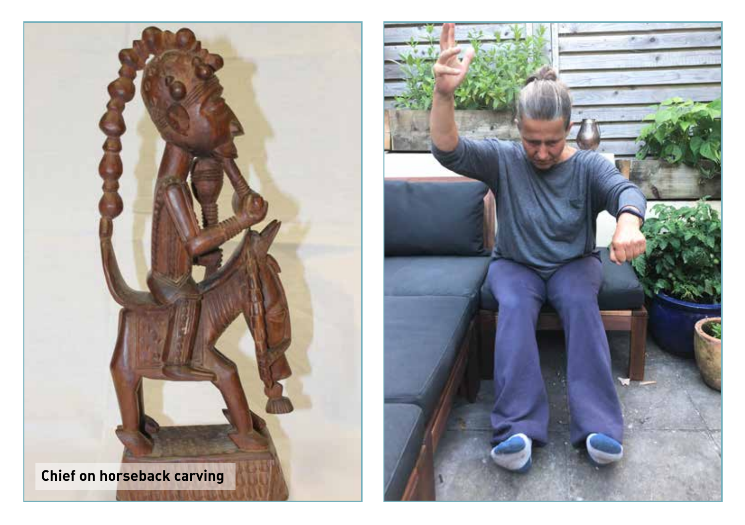Chief on horseback carving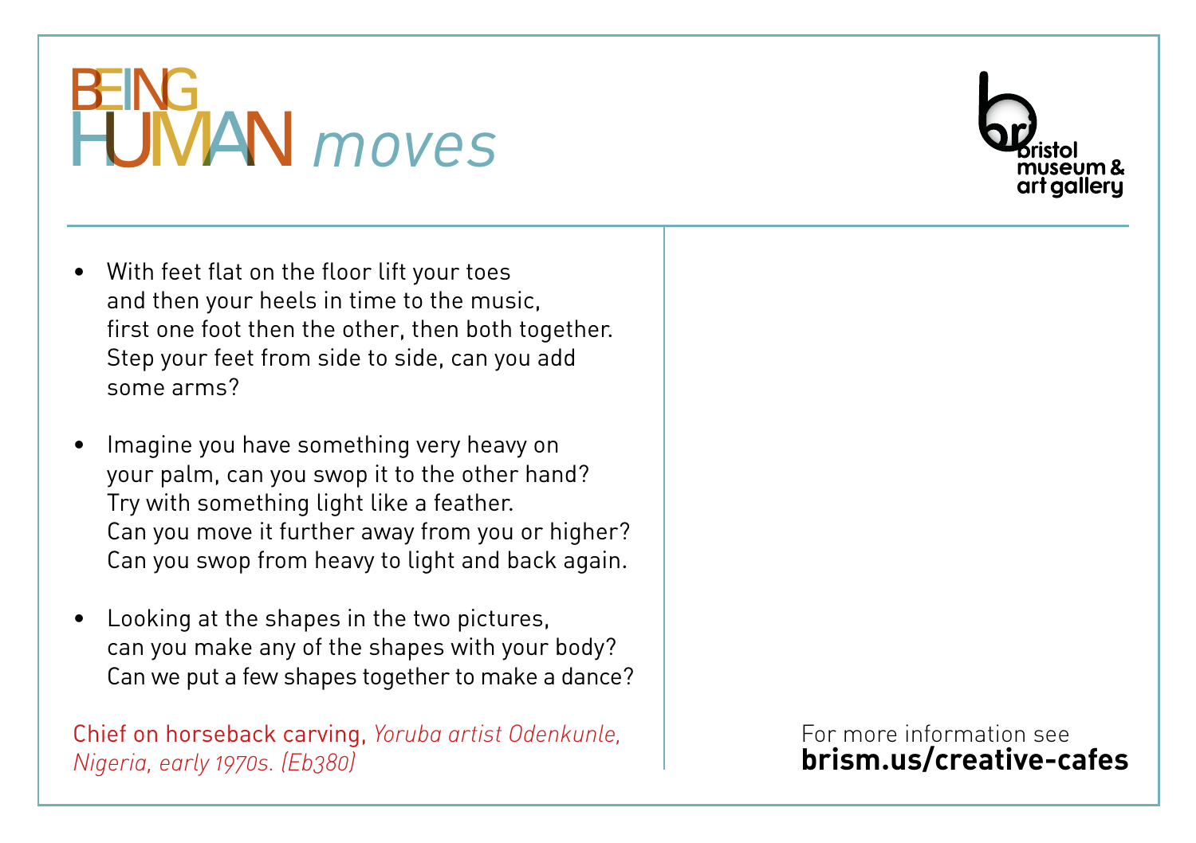# BEING HUMAN *moves*

bristol museum & art gallery

- With feet flat on the floor lift your toes and then your heels in time to the music, first one foot then the other, then both together. Step your feet from side to side, can you add some arms?

- Imagine you have something very heavy on your palm, can you swop it to the other hand? Try with something light like a feather. Can you move it further away from you or higher? Can you swop from heavy to light and back again.

- Looking at the shapes in the two pictures, can you make any of the shapes with your body? Can we put a few shapes together to make a dance?

Chief on horseback carving, *Yoruba artist Odenkunle, Nigeria, early 1970s. (Eb380)*

For more information see
**brism.us/creative-cafes**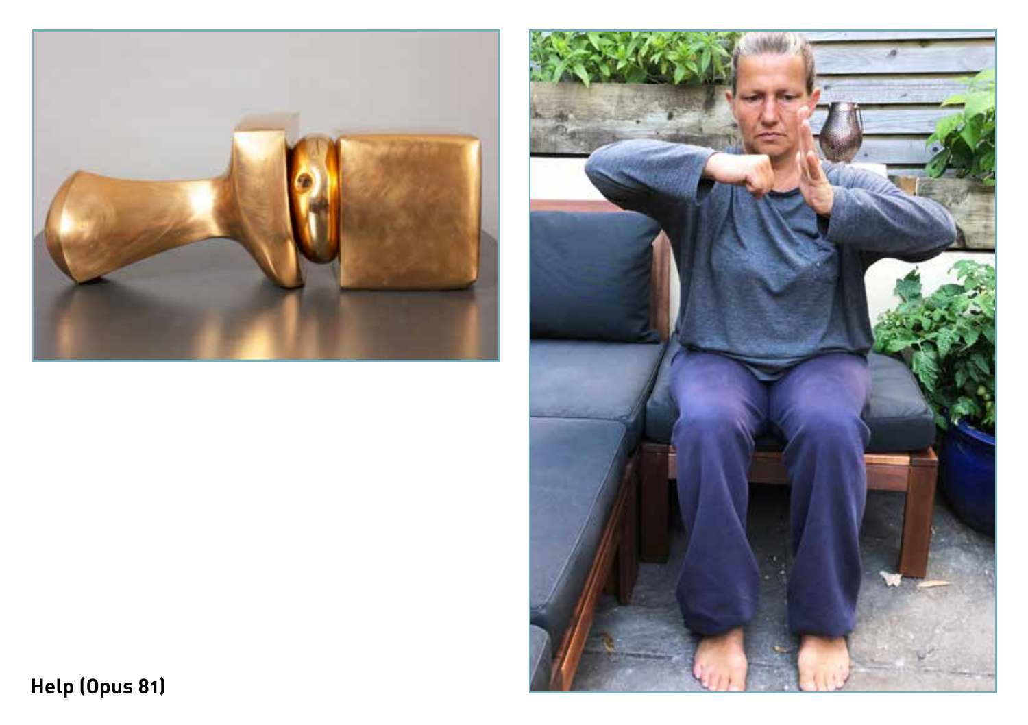**Help (Opus 81)**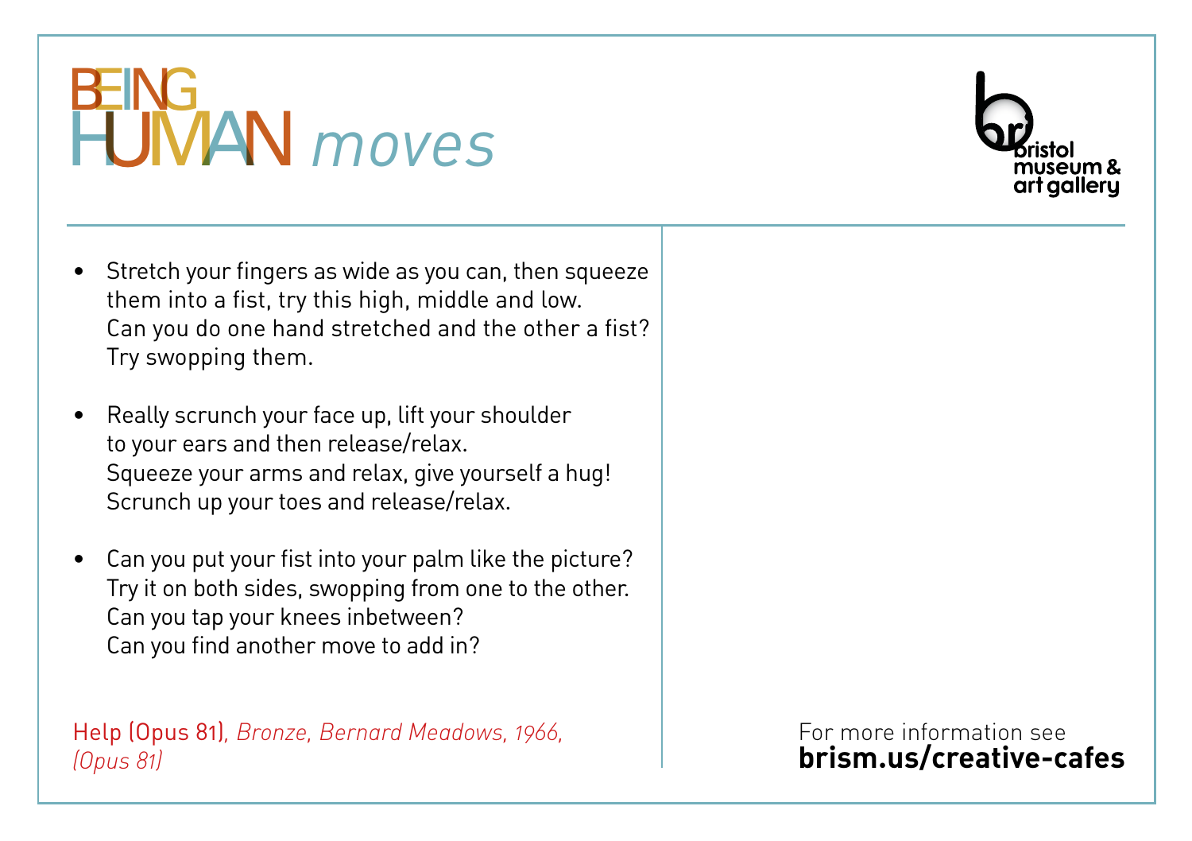# BEING HUMAN *moves*

bristol museum & art gallery

- Stretch your fingers as wide as you can, then squeeze them into a fist, try this high, middle and low. Can you do one hand stretched and the other a fist? Try swopping them.

- Really scrunch your face up, lift your shoulder to your ears and then release/relax. Squeeze your arms and relax, give yourself a hug! Scrunch up your toes and release/relax.

- Can you put your fist into your palm like the picture? Try it on both sides, swopping from one to the other. Can you tap your knees inbetween? Can you find another move to add in?

Help (Opus 81), *Bronze, Bernard Meadows, 1966, (Opus 81)*

For more information see
**brism.us/creative-cafes**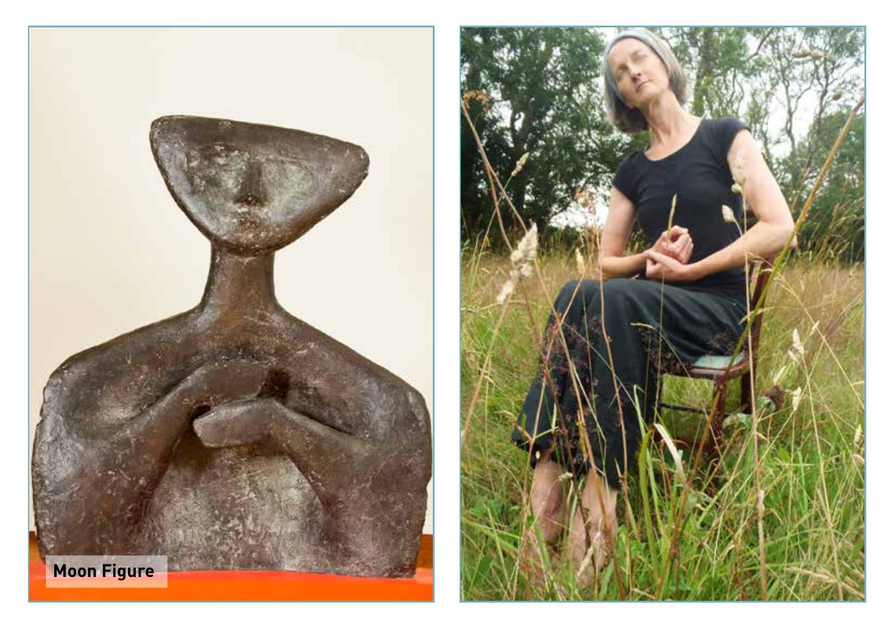Moon Figure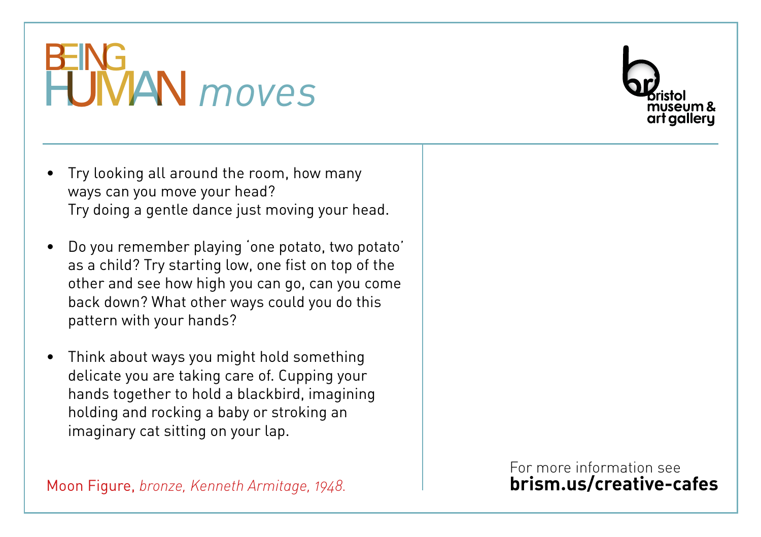# BEING HUMAN *moves*

bristol museum & art gallery

- Try looking all around the room, how many ways can you move your head? Try doing a gentle dance just moving your head.
- Do you remember playing 'one potato, two potato' as a child? Try starting low, one fist on top of the other and see how high you can go, can you come back down? What other ways could you do this pattern with your hands?
- Think about ways you might hold something delicate you are taking care of. Cupping your hands together to hold a blackbird, imagining holding and rocking a baby or stroking an imaginary cat sitting on your lap.

Moon Figure, *bronze, Kenneth Armitage, 1948.*

For more information see
**brism.us/creative-cafes**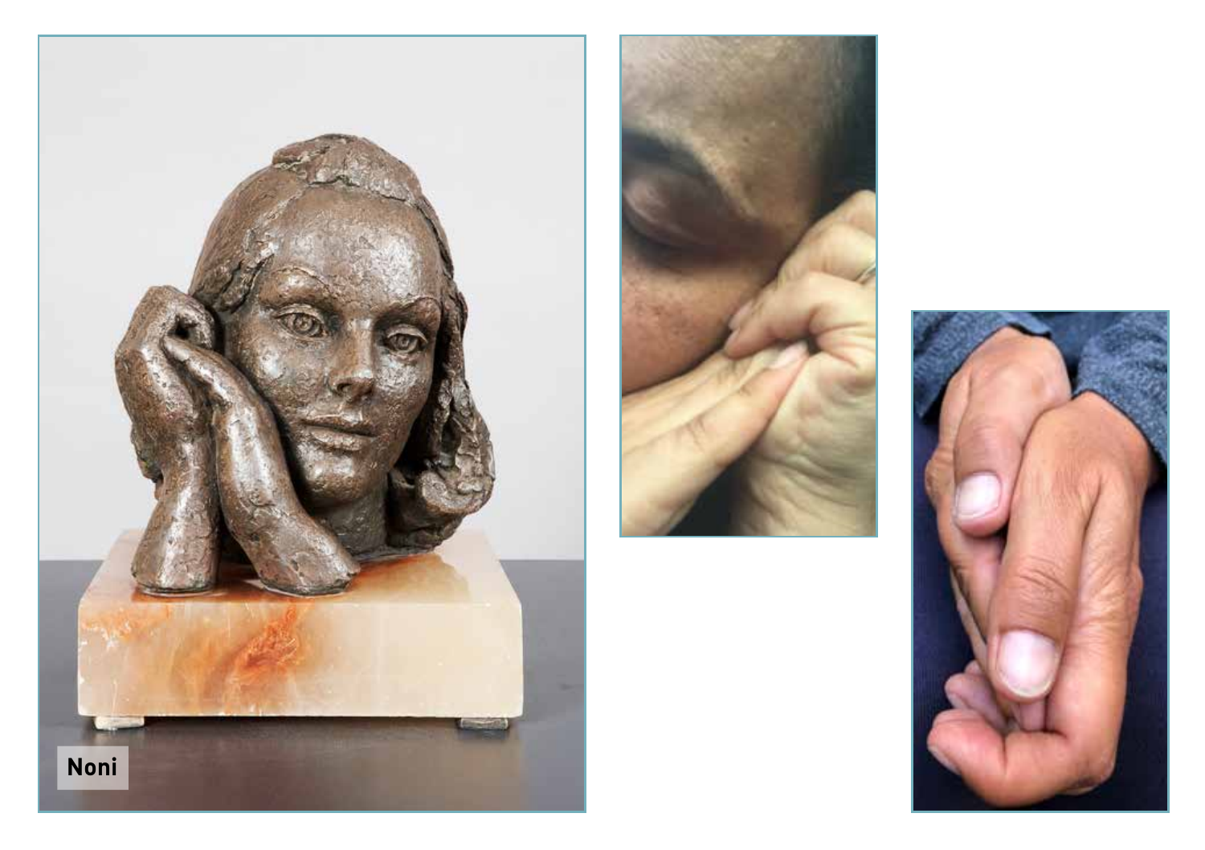Noni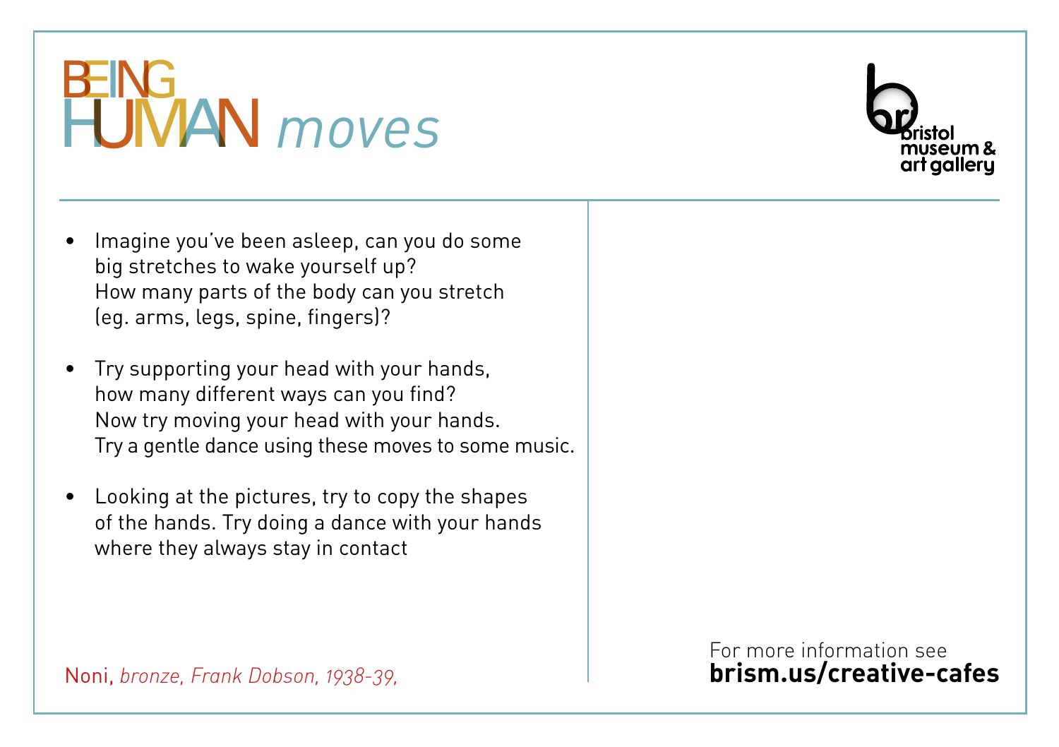# BEING HUMAN *moves*

bristol museum & art gallery

- Imagine you've been asleep, can you do some big stretches to wake yourself up? How many parts of the body can you stretch (eg. arms, legs, spine, fingers)?

- Try supporting your head with your hands, how many different ways can you find? Now try moving your head with your hands. Try a gentle dance using these moves to some music.

- Looking at the pictures, try to copy the shapes of the hands. Try doing a dance with your hands where they always stay in contact

Noni, *bronze, Frank Dobson, 1938-39,*

For more information see
**brism.us/creative-cafes**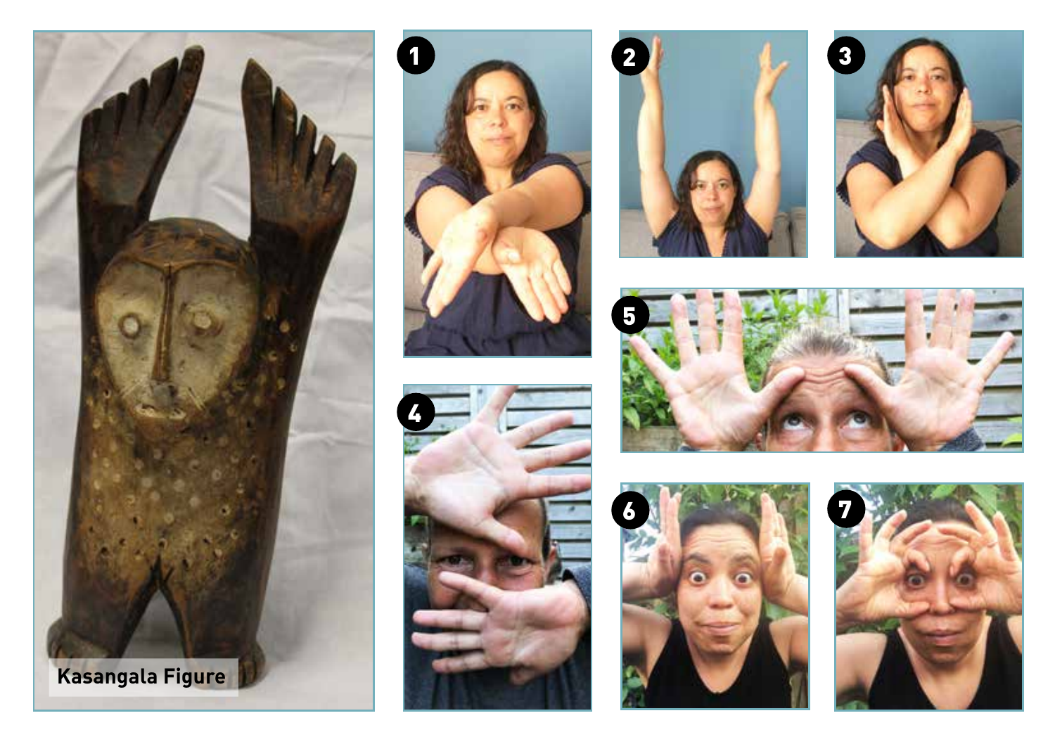Kasangala Figure

1

2

3

4

5

6

7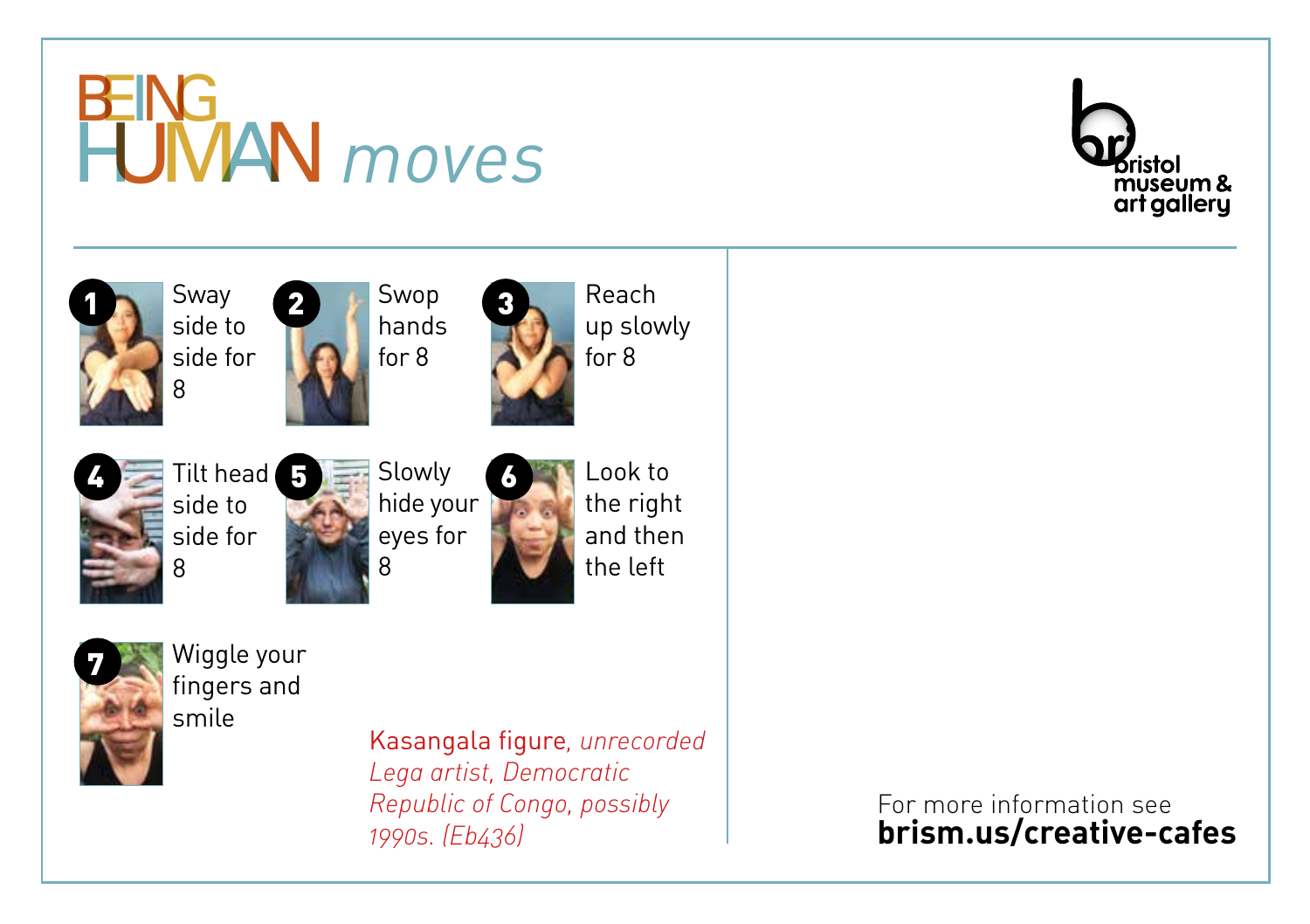# BEING HUMAN *moves*

bristol museum & art gallery

1. Sway side to side for 8
2. Swop hands for 8
3. Reach up slowly for 8
4. Tilt head side to side for 8
5. Slowly hide your eyes for 8
6. Look to the right and then the left
7. Wiggle your fingers and smile

Kasangala figure, *unrecorded Lega artist, Democratic Republic of Congo, possibly 1990s. (Eb436)*

For more information see
**brism.us/creative-cafes**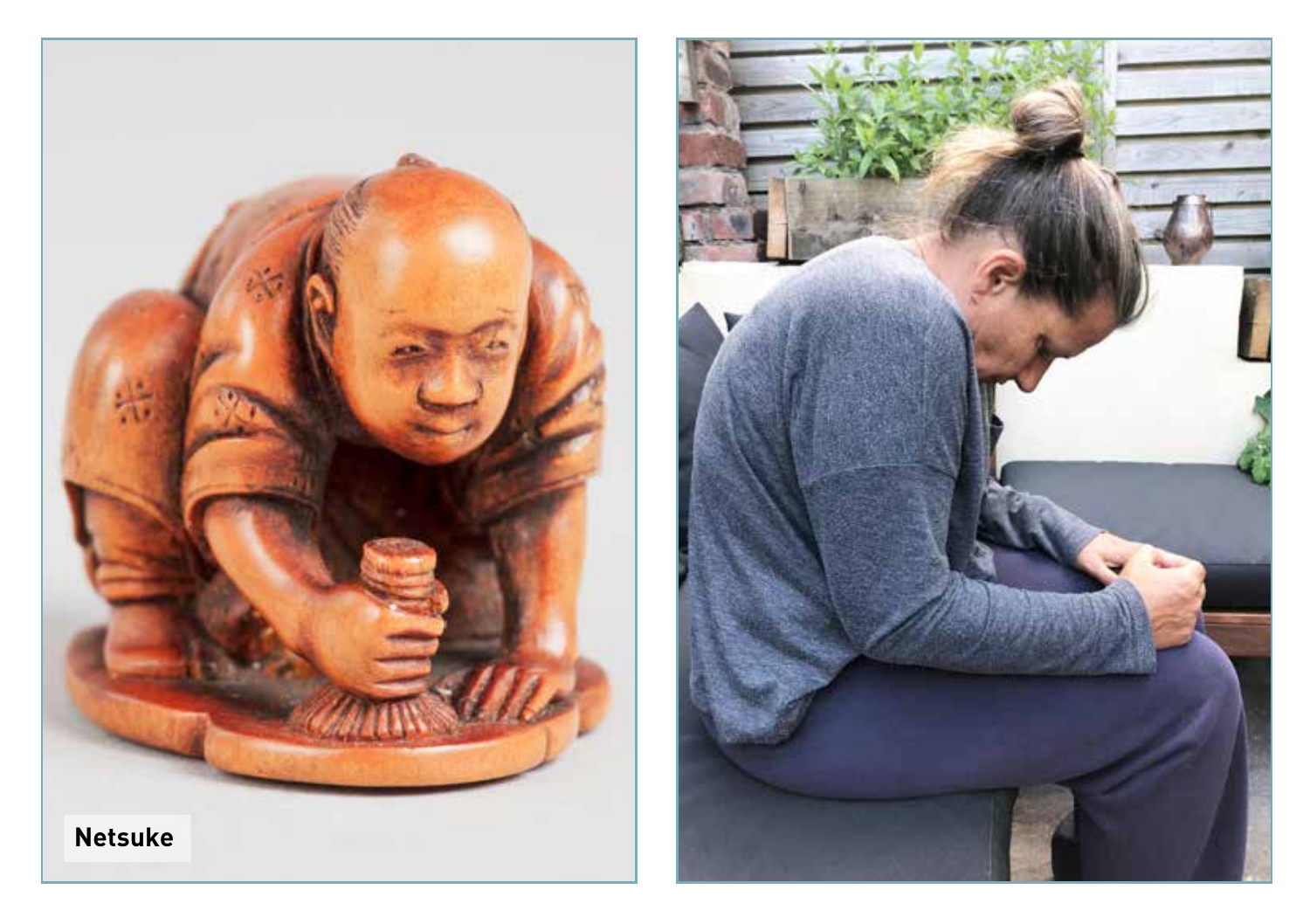Netsuke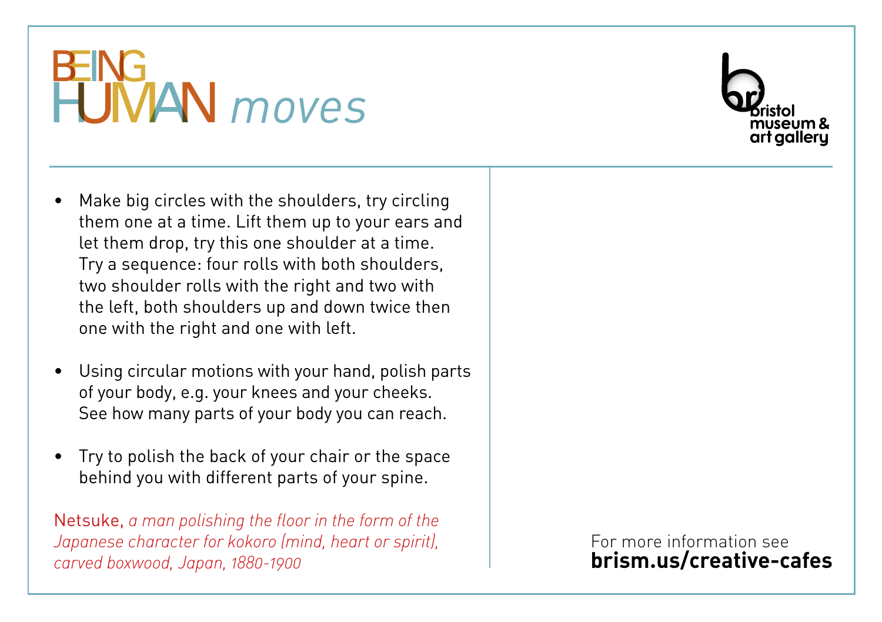# BEING HUMAN *moves*

bristol museum & art gallery

- Make big circles with the shoulders, try circling them one at a time. Lift them up to your ears and let them drop, try this one shoulder at a time. Try a sequence: four rolls with both shoulders, two shoulder rolls with the right and two with the left, both shoulders up and down twice then one with the right and one with left.

- Using circular motions with your hand, polish parts of your body, e.g. your knees and your cheeks. See how many parts of your body you can reach.

- Try to polish the back of your chair or the space behind you with different parts of your spine.

Netsuke, *a man polishing the floor in the form of the Japanese character for kokoro (mind, heart or spirit), carved boxwood, Japan, 1880-1900*

For more information see
**brism.us/creative-cafes**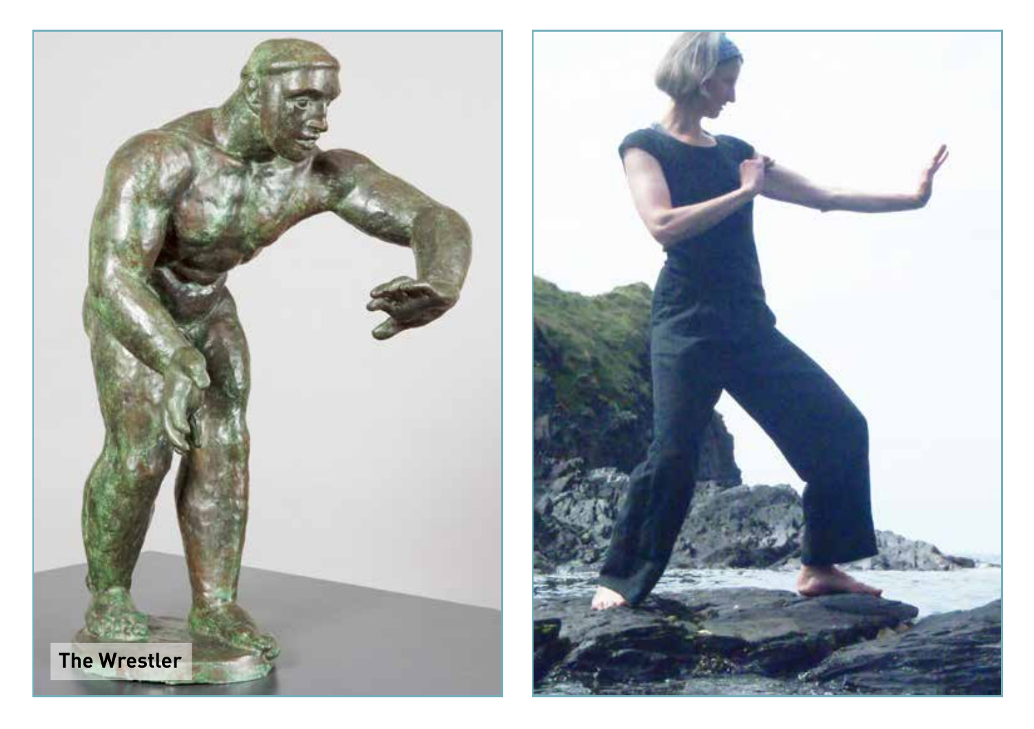The Wrestler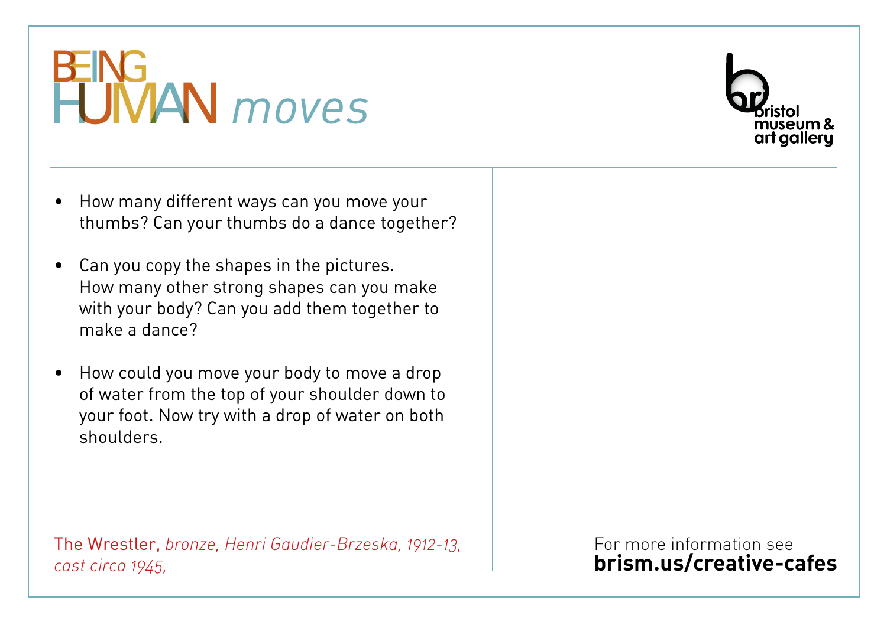# BEING HUMAN *moves*

bristol museum & art gallery

- How many different ways can you move your thumbs? Can your thumbs do a dance together?
- Can you copy the shapes in the pictures. How many other strong shapes can you make with your body? Can you add them together to make a dance?
- How could you move your body to move a drop of water from the top of your shoulder down to your foot. Now try with a drop of water on both shoulders.

The Wrestler, *bronze, Henri Gaudier-Brzeska, 1912-13, cast circa 1945,*

For more information see
**brism.us/creative-cafes**